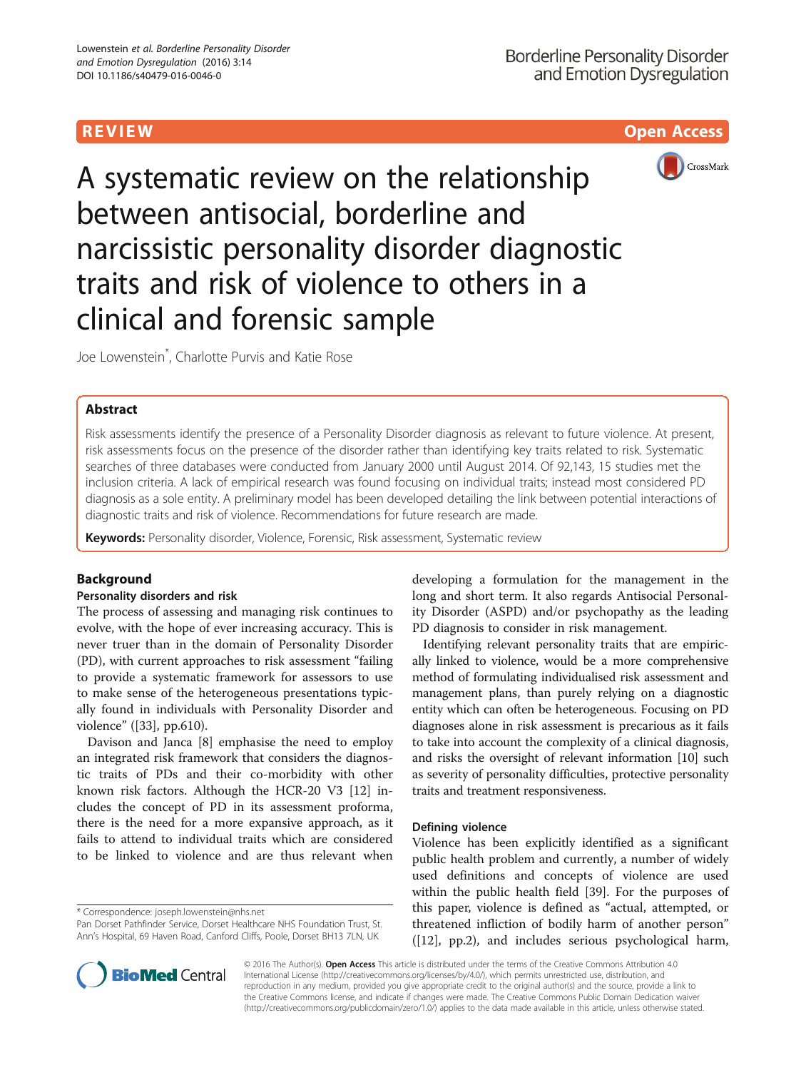REVIEW

Open Access

# A systematic review on the relationship between antisocial, borderline and narcissistic personality disorder diagnostic traits and risk of violence to others in a clinical and forensic sample

Joe Lowenstein*, Charlotte Purvis and Katie Rose

## Abstract

Risk assessments identify the presence of a Personality Disorder diagnosis as relevant to future violence. At present, risk assessments focus on the presence of the disorder rather than identifying key traits related to risk. Systematic searches of three databases were conducted from January 2000 until August 2014. Of 92,143, 15 studies met the inclusion criteria. A lack of empirical research was found focusing on individual traits; instead most considered PD diagnosis as a sole entity. A preliminary model has been developed detailing the link between potential interactions of diagnostic traits and risk of violence. Recommendations for future research are made.

**Keywords:** Personality disorder, Violence, Forensic, Risk assessment, Systematic review

## Background

### Personality disorders and risk

The process of assessing and managing risk continues to evolve, with the hope of ever increasing accuracy. This is never truer than in the domain of Personality Disorder (PD), with current approaches to risk assessment "failing to provide a systematic framework for assessors to use to make sense of the heterogeneous presentations typically found in individuals with Personality Disorder and violence" ([33], pp.610).

Davison and Janca [8] emphasise the need to employ an integrated risk framework that considers the diagnostic traits of PDs and their co-morbidity with other known risk factors. Although the HCR-20 V3 [12] includes the concept of PD in its assessment proforma, there is the need for a more expansive approach, as it fails to attend to individual traits which are considered to be linked to violence and are thus relevant when developing a formulation for the management in the long and short term. It also regards Antisocial Personality Disorder (ASPD) and/or psychopathy as the leading PD diagnosis to consider in risk management.

Identifying relevant personality traits that are empirically linked to violence, would be a more comprehensive method of formulating individualised risk assessment and management plans, than purely relying on a diagnostic entity which can often be heterogeneous. Focusing on PD diagnoses alone in risk assessment is precarious as it fails to take into account the complexity of a clinical diagnosis, and risks the oversight of relevant information [10] such as severity of personality difficulties, protective personality traits and treatment responsiveness.

### Defining violence

Violence has been explicitly identified as a significant public health problem and currently, a number of widely used definitions and concepts of violence are used within the public health field [39]. For the purposes of this paper, violence is defined as "actual, attempted, or threatened infliction of bodily harm of another person" ([12], pp.2), and includes serious psychological harm,

* Correspondence: joseph.lowenstein@nhs.net
Pan Dorset Pathfinder Service, Dorset Healthcare NHS Foundation Trust, St. Ann's Hospital, 69 Haven Road, Canford Cliffs, Poole, Dorset BH13 7LN, UK

© 2016 The Author(s). **Open Access** This article is distributed under the terms of the Creative Commons Attribution 4.0 International License (http://creativecommons.org/licenses/by/4.0/), which permits unrestricted use, distribution, and reproduction in any medium, provided you give appropriate credit to the original author(s) and the source, provide a link to the Creative Commons license, and indicate if changes were made. The Creative Commons Public Domain Dedication waiver (http://creativecommons.org/publicdomain/zero/1.0/) applies to the data made available in this article, unless otherwise stated.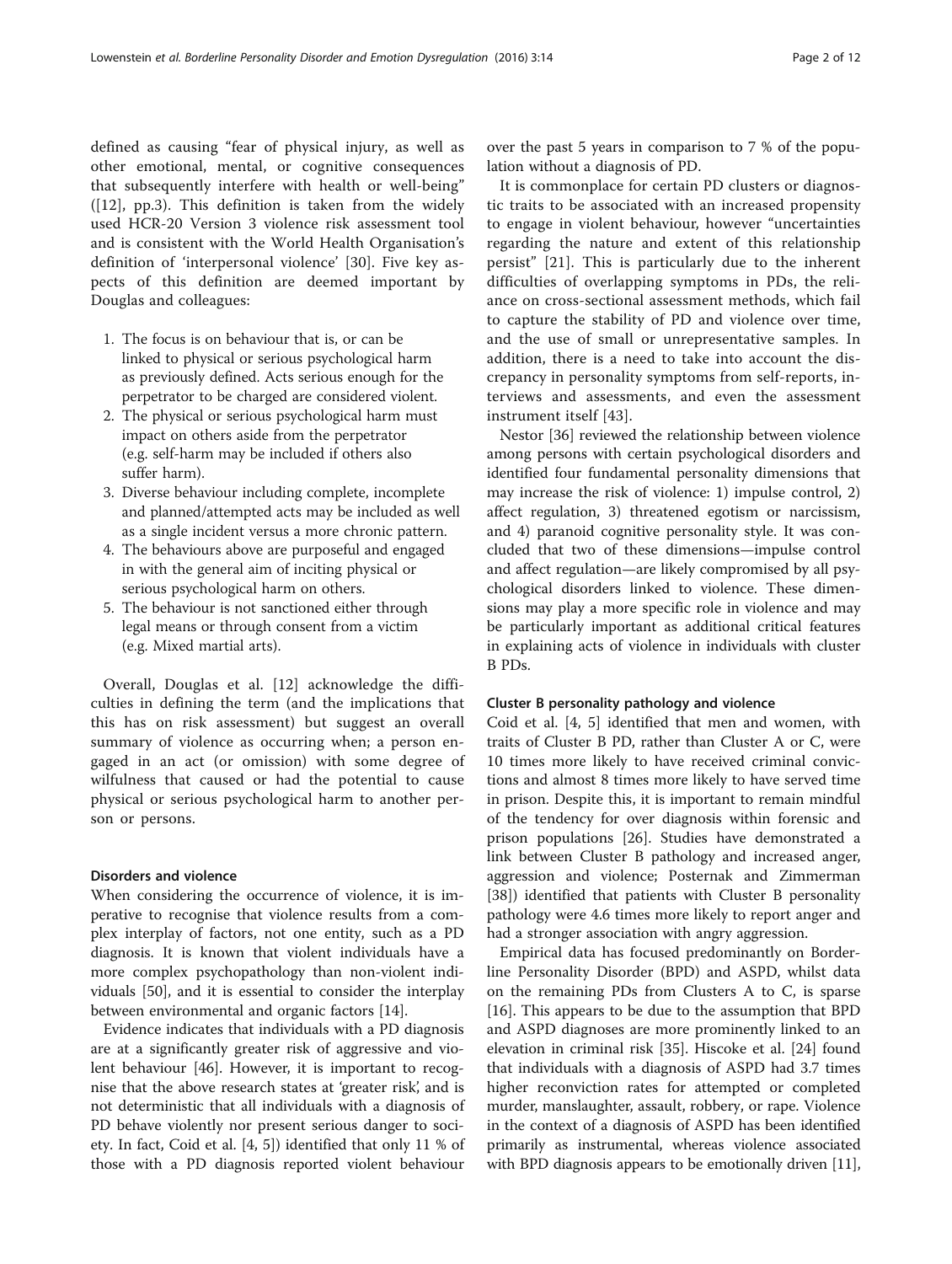defined as causing "fear of physical injury, as well as other emotional, mental, or cognitive consequences that subsequently interfere with health or well-being" ([12], pp.3). This definition is taken from the widely used HCR-20 Version 3 violence risk assessment tool and is consistent with the World Health Organisation's definition of 'interpersonal violence' [30]. Five key aspects of this definition are deemed important by Douglas and colleagues:

1. The focus is on behaviour that is, or can be linked to physical or serious psychological harm as previously defined. Acts serious enough for the perpetrator to be charged are considered violent.
2. The physical or serious psychological harm must impact on others aside from the perpetrator (e.g. self-harm may be included if others also suffer harm).
3. Diverse behaviour including complete, incomplete and planned/attempted acts may be included as well as a single incident versus a more chronic pattern.
4. The behaviours above are purposeful and engaged in with the general aim of inciting physical or serious psychological harm on others.
5. The behaviour is not sanctioned either through legal means or through consent from a victim (e.g. Mixed martial arts).

Overall, Douglas et al. [12] acknowledge the difficulties in defining the term (and the implications that this has on risk assessment) but suggest an overall summary of violence as occurring when; a person engaged in an act (or omission) with some degree of wilfulness that caused or had the potential to cause physical or serious psychological harm to another person or persons.

### Disorders and violence

When considering the occurrence of violence, it is imperative to recognise that violence results from a complex interplay of factors, not one entity, such as a PD diagnosis. It is known that violent individuals have a more complex psychopathology than non-violent individuals [50], and it is essential to consider the interplay between environmental and organic factors [14].

Evidence indicates that individuals with a PD diagnosis are at a significantly greater risk of aggressive and violent behaviour [46]. However, it is important to recognise that the above research states at 'greater risk', and is not deterministic that all individuals with a diagnosis of PD behave violently nor present serious danger to society. In fact, Coid et al. [4, 5]) identified that only 11 % of those with a PD diagnosis reported violent behaviour over the past 5 years in comparison to 7 % of the population without a diagnosis of PD.

It is commonplace for certain PD clusters or diagnostic traits to be associated with an increased propensity to engage in violent behaviour, however "uncertainties regarding the nature and extent of this relationship persist" [21]. This is particularly due to the inherent difficulties of overlapping symptoms in PDs, the reliance on cross-sectional assessment methods, which fail to capture the stability of PD and violence over time, and the use of small or unrepresentative samples. In addition, there is a need to take into account the discrepancy in personality symptoms from self-reports, interviews and assessments, and even the assessment instrument itself [43].

Nestor [36] reviewed the relationship between violence among persons with certain psychological disorders and identified four fundamental personality dimensions that may increase the risk of violence: 1) impulse control, 2) affect regulation, 3) threatened egotism or narcissism, and 4) paranoid cognitive personality style. It was concluded that two of these dimensions—impulse control and affect regulation—are likely compromised by all psychological disorders linked to violence. These dimensions may play a more specific role in violence and may be particularly important as additional critical features in explaining acts of violence in individuals with cluster B PDs.

### Cluster B personality pathology and violence

Coid et al. [4, 5] identified that men and women, with traits of Cluster B PD, rather than Cluster A or C, were 10 times more likely to have received criminal convictions and almost 8 times more likely to have served time in prison. Despite this, it is important to remain mindful of the tendency for over diagnosis within forensic and prison populations [26]. Studies have demonstrated a link between Cluster B pathology and increased anger, aggression and violence; Posternak and Zimmerman [38]) identified that patients with Cluster B personality pathology were 4.6 times more likely to report anger and had a stronger association with angry aggression.

Empirical data has focused predominantly on Borderline Personality Disorder (BPD) and ASPD, whilst data on the remaining PDs from Clusters A to C, is sparse [16]. This appears to be due to the assumption that BPD and ASPD diagnoses are more prominently linked to an elevation in criminal risk [35]. Hiscoke et al. [24] found that individuals with a diagnosis of ASPD had 3.7 times higher reconviction rates for attempted or completed murder, manslaughter, assault, robbery, or rape. Violence in the context of a diagnosis of ASPD has been identified primarily as instrumental, whereas violence associated with BPD diagnosis appears to be emotionally driven [11],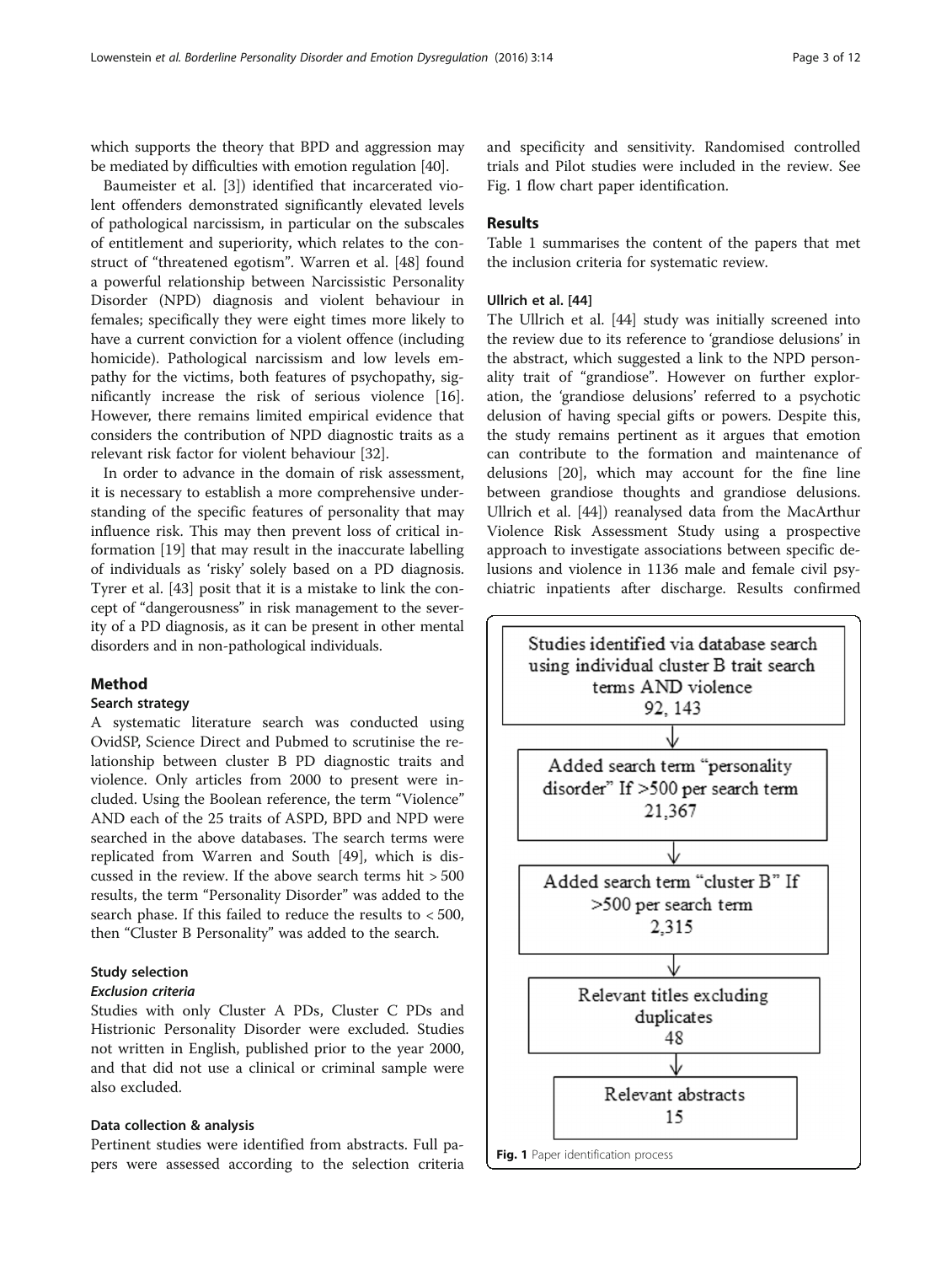which supports the theory that BPD and aggression may be mediated by difficulties with emotion regulation [40].

Baumeister et al. [3]) identified that incarcerated violent offenders demonstrated significantly elevated levels of pathological narcissism, in particular on the subscales of entitlement and superiority, which relates to the construct of "threatened egotism". Warren et al. [48] found a powerful relationship between Narcissistic Personality Disorder (NPD) diagnosis and violent behaviour in females; specifically they were eight times more likely to have a current conviction for a violent offence (including homicide). Pathological narcissism and low levels empathy for the victims, both features of psychopathy, significantly increase the risk of serious violence [16]. However, there remains limited empirical evidence that considers the contribution of NPD diagnostic traits as a relevant risk factor for violent behaviour [32].

In order to advance in the domain of risk assessment, it is necessary to establish a more comprehensive understanding of the specific features of personality that may influence risk. This may then prevent loss of critical information [19] that may result in the inaccurate labelling of individuals as 'risky' solely based on a PD diagnosis. Tyrer et al. [43] posit that it is a mistake to link the concept of "dangerousness" in risk management to the severity of a PD diagnosis, as it can be present in other mental disorders and in non-pathological individuals.

## Method

### Search strategy

A systematic literature search was conducted using OvidSP, Science Direct and Pubmed to scrutinise the relationship between cluster B PD diagnostic traits and violence. Only articles from 2000 to present were included. Using the Boolean reference, the term "Violence" AND each of the 25 traits of ASPD, BPD and NPD were searched in the above databases. The search terms were replicated from Warren and South [49], which is discussed in the review. If the above search terms hit > 500 results, the term "Personality Disorder" was added to the search phase. If this failed to reduce the results to < 500, then "Cluster B Personality" was added to the search.

### Study selection

#### *Exclusion criteria*

Studies with only Cluster A PDs, Cluster C PDs and Histrionic Personality Disorder were excluded. Studies not written in English, published prior to the year 2000, and that did not use a clinical or criminal sample were also excluded.

### Data collection & analysis

Pertinent studies were identified from abstracts. Full papers were assessed according to the selection criteria and specificity and sensitivity. Randomised controlled trials and Pilot studies were included in the review. See Fig. 1 flow chart paper identification.

## Results

Table 1 summarises the content of the papers that met the inclusion criteria for systematic review.

### Ullrich et al. [44]

The Ullrich et al. [44] study was initially screened into the review due to its reference to 'grandiose delusions' in the abstract, which suggested a link to the NPD personality trait of "grandiose". However on further exploration, the 'grandiose delusions' referred to a psychotic delusion of having special gifts or powers. Despite this, the study remains pertinent as it argues that emotion can contribute to the formation and maintenance of delusions [20], which may account for the fine line between grandiose thoughts and grandiose delusions. Ullrich et al. [44]) reanalysed data from the MacArthur Violence Risk Assessment Study using a prospective approach to investigate associations between specific delusions and violence in 1136 male and female civil psychiatric inpatients after discharge. Results confirmed

Studies identified via database search using individual cluster B trait search terms AND violence
92, 143

↓

Added search term "personality disorder" If >500 per search term
21,367

↓

Added search term "cluster B" If >500 per search term
2,315

↓

Relevant titles excluding duplicates
48

↓

Relevant abstracts
15

**Fig. 1** Paper identification process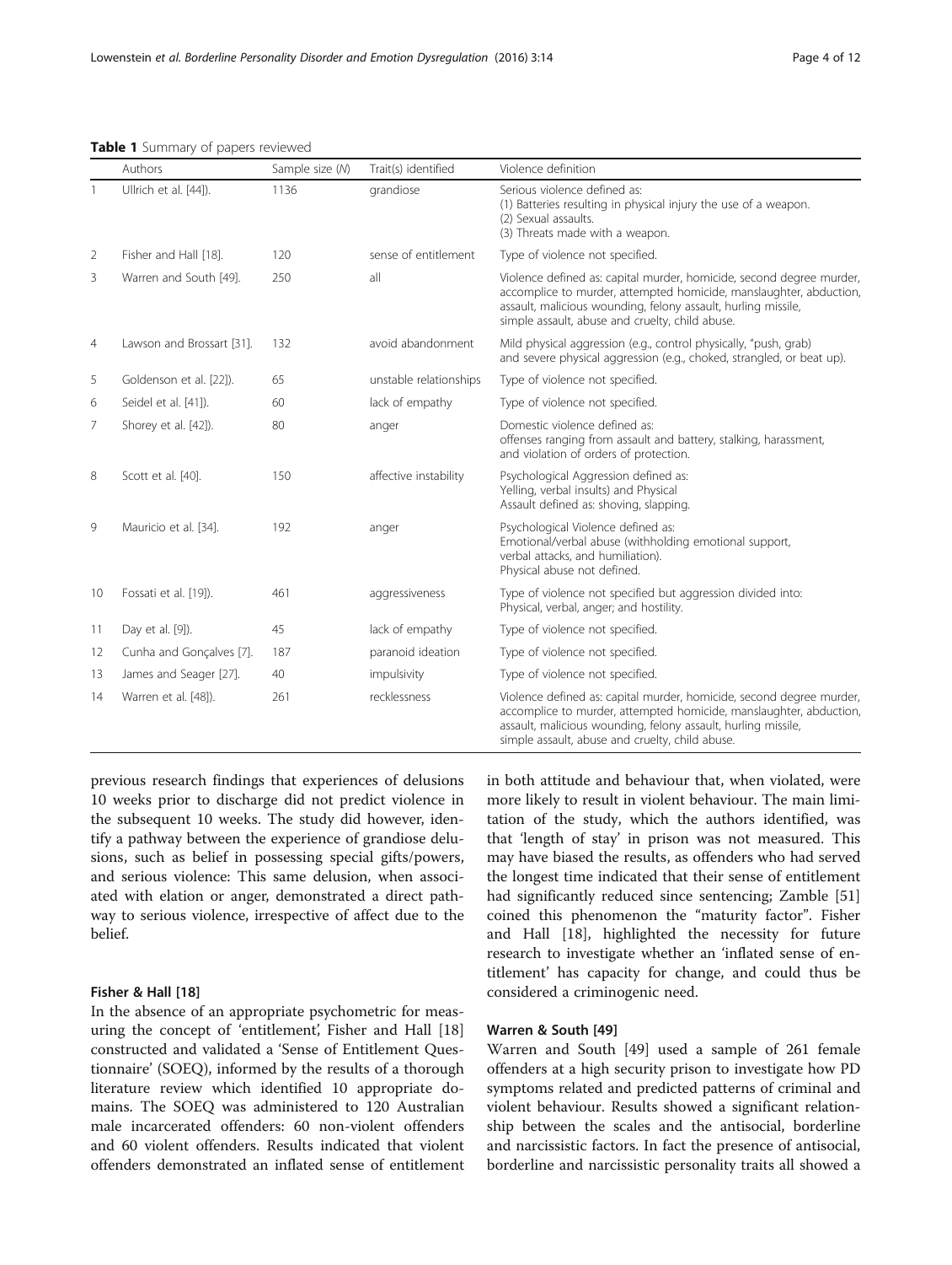**Table 1** Summary of papers reviewed

| | Authors | Sample size (N) | Trait(s) identified | Violence definition |
|---|---|---|---|---|
| 1 | Ullrich et al. [44]). | 1136 | grandiose | Serious violence defined as: (1) Batteries resulting in physical injury the use of a weapon. (2) Sexual assaults. (3) Threats made with a weapon. |
| 2 | Fisher and Hall [18]. | 120 | sense of entitlement | Type of violence not specified. |
| 3 | Warren and South [49]. | 250 | all | Violence defined as: capital murder, homicide, second degree murder, accomplice to murder, attempted homicide, manslaughter, abduction, assault, malicious wounding, felony assault, hurling missile, simple assault, abuse and cruelty, child abuse. |
| 4 | Lawson and Brossart [31]. | 132 | avoid abandonment | Mild physical aggression (e.g., control physically, "push, grab) and severe physical aggression (e.g., choked, strangled, or beat up). |
| 5 | Goldenson et al. [22]). | 65 | unstable relationships | Type of violence not specified. |
| 6 | Seidel et al. [41]). | 60 | lack of empathy | Type of violence not specified. |
| 7 | Shorey et al. [42]). | 80 | anger | Domestic violence defined as: offenses ranging from assault and battery, stalking, harassment, and violation of orders of protection. |
| 8 | Scott et al. [40]. | 150 | affective instability | Psychological Aggression defined as: Yelling, verbal insults) and Physical Assault defined as: shoving, slapping. |
| 9 | Mauricio et al. [34]. | 192 | anger | Psychological Violence defined as: Emotional/verbal abuse (withholding emotional support, verbal attacks, and humiliation). Physical abuse not defined. |
| 10 | Fossati et al. [19]). | 461 | aggressiveness | Type of violence not specified but aggression divided into: Physical, verbal, anger; and hostility. |
| 11 | Day et al. [9]). | 45 | lack of empathy | Type of violence not specified. |
| 12 | Cunha and Gonçalves [7]. | 187 | paranoid ideation | Type of violence not specified. |
| 13 | James and Seager [27]. | 40 | impulsivity | Type of violence not specified. |
| 14 | Warren et al. [48]). | 261 | recklessness | Violence defined as: capital murder, homicide, second degree murder, accomplice to murder, attempted homicide, manslaughter, abduction, assault, malicious wounding, felony assault, hurling missile, simple assault, abuse and cruelty, child abuse. |

previous research findings that experiences of delusions 10 weeks prior to discharge did not predict violence in the subsequent 10 weeks. The study did however, identify a pathway between the experience of grandiose delusions, such as belief in possessing special gifts/powers, and serious violence: This same delusion, when associated with elation or anger, demonstrated a direct pathway to serious violence, irrespective of affect due to the belief.

### Fisher & Hall [18]

In the absence of an appropriate psychometric for measuring the concept of 'entitlement', Fisher and Hall [18] constructed and validated a 'Sense of Entitlement Questionnaire' (SOEQ), informed by the results of a thorough literature review which identified 10 appropriate domains. The SOEQ was administered to 120 Australian male incarcerated offenders: 60 non-violent offenders and 60 violent offenders. Results indicated that violent offenders demonstrated an inflated sense of entitlement in both attitude and behaviour that, when violated, were more likely to result in violent behaviour. The main limitation of the study, which the authors identified, was that 'length of stay' in prison was not measured. This may have biased the results, as offenders who had served the longest time indicated that their sense of entitlement had significantly reduced since sentencing; Zamble [51] coined this phenomenon the "maturity factor". Fisher and Hall [18], highlighted the necessity for future research to investigate whether an 'inflated sense of entitlement' has capacity for change, and could thus be considered a criminogenic need.

### Warren & South [49]

Warren and South [49] used a sample of 261 female offenders at a high security prison to investigate how PD symptoms related and predicted patterns of criminal and violent behaviour. Results showed a significant relationship between the scales and the antisocial, borderline and narcissistic factors. In fact the presence of antisocial, borderline and narcissistic personality traits all showed a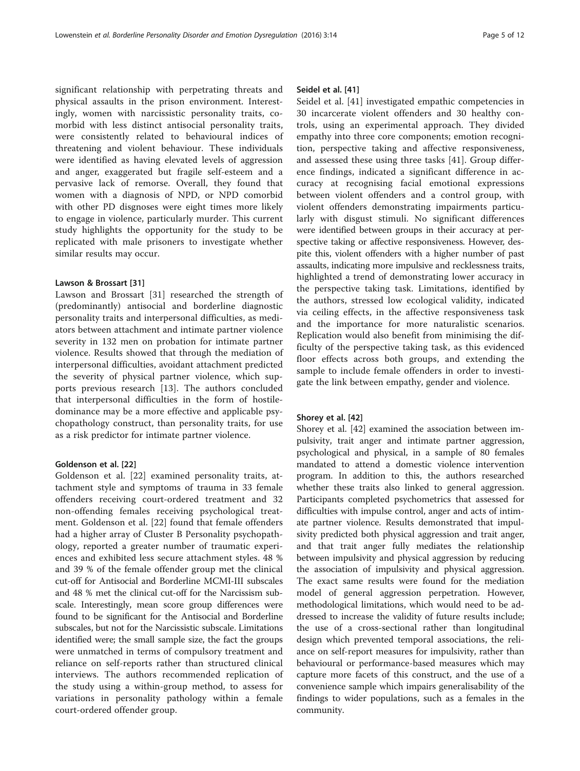significant relationship with perpetrating threats and physical assaults in the prison environment. Interestingly, women with narcissistic personality traits, comorbid with less distinct antisocial personality traits, were consistently related to behavioural indices of threatening and violent behaviour. These individuals were identified as having elevated levels of aggression and anger, exaggerated but fragile self-esteem and a pervasive lack of remorse. Overall, they found that women with a diagnosis of NPD, or NPD comorbid with other PD disgnoses were eight times more likely to engage in violence, particularly murder. This current study highlights the opportunity for the study to be replicated with male prisoners to investigate whether similar results may occur.

#### Lawson & Brossart [31]

Lawson and Brossart [31] researched the strength of (predominantly) antisocial and borderline diagnostic personality traits and interpersonal difficulties, as mediators between attachment and intimate partner violence severity in 132 men on probation for intimate partner violence. Results showed that through the mediation of interpersonal difficulties, avoidant attachment predicted the severity of physical partner violence, which supports previous research [13]. The authors concluded that interpersonal difficulties in the form of hostile-dominance may be a more effective and applicable psychopathology construct, than personality traits, for use as a risk predictor for intimate partner violence.

#### Goldenson et al. [22]

Goldenson et al. [22] examined personality traits, attachment style and symptoms of trauma in 33 female offenders receiving court-ordered treatment and 32 non-offending females receiving psychological treatment. Goldenson et al. [22] found that female offenders had a higher array of Cluster B Personality psychopathology, reported a greater number of traumatic experiences and exhibited less secure attachment styles. 48 % and 39 % of the female offender group met the clinical cut-off for Antisocial and Borderline MCMI-III subscales and 48 % met the clinical cut-off for the Narcissism subscale. Interestingly, mean score group differences were found to be significant for the Antisocial and Borderline subscales, but not for the Narcissistic subscale. Limitations identified were; the small sample size, the fact the groups were unmatched in terms of compulsory treatment and reliance on self-reports rather than structured clinical interviews. The authors recommended replication of the study using a within-group method, to assess for variations in personality pathology within a female court-ordered offender group.

#### Seidel et al. [41]

Seidel et al. [41] investigated empathic competencies in 30 incarcerate violent offenders and 30 healthy controls, using an experimental approach. They divided empathy into three core components; emotion recognition, perspective taking and affective responsiveness, and assessed these using three tasks [41]. Group difference findings, indicated a significant difference in accuracy at recognising facial emotional expressions between violent offenders and a control group, with violent offenders demonstrating impairments particularly with disgust stimuli. No significant differences were identified between groups in their accuracy at perspective taking or affective responsiveness. However, despite this, violent offenders with a higher number of past assaults, indicating more impulsive and recklessness traits, highlighted a trend of demonstrating lower accuracy in the perspective taking task. Limitations, identified by the authors, stressed low ecological validity, indicated via ceiling effects, in the affective responsiveness task and the importance for more naturalistic scenarios. Replication would also benefit from minimising the difficulty of the perspective taking task, as this evidenced floor effects across both groups, and extending the sample to include female offenders in order to investigate the link between empathy, gender and violence.

#### Shorey et al. [42]

Shorey et al. [42] examined the association between impulsivity, trait anger and intimate partner aggression, psychological and physical, in a sample of 80 females mandated to attend a domestic violence intervention program. In addition to this, the authors researched whether these traits also linked to general aggression. Participants completed psychometrics that assessed for difficulties with impulse control, anger and acts of intimate partner violence. Results demonstrated that impulsivity predicted both physical aggression and trait anger, and that trait anger fully mediates the relationship between impulsivity and physical aggression by reducing the association of impulsivity and physical aggression. The exact same results were found for the mediation model of general aggression perpetration. However, methodological limitations, which would need to be addressed to increase the validity of future results include; the use of a cross-sectional rather than longitudinal design which prevented temporal associations, the reliance on self-report measures for impulsivity, rather than behavioural or performance-based measures which may capture more facets of this construct, and the use of a convenience sample which impairs generalisability of the findings to wider populations, such as a females in the community.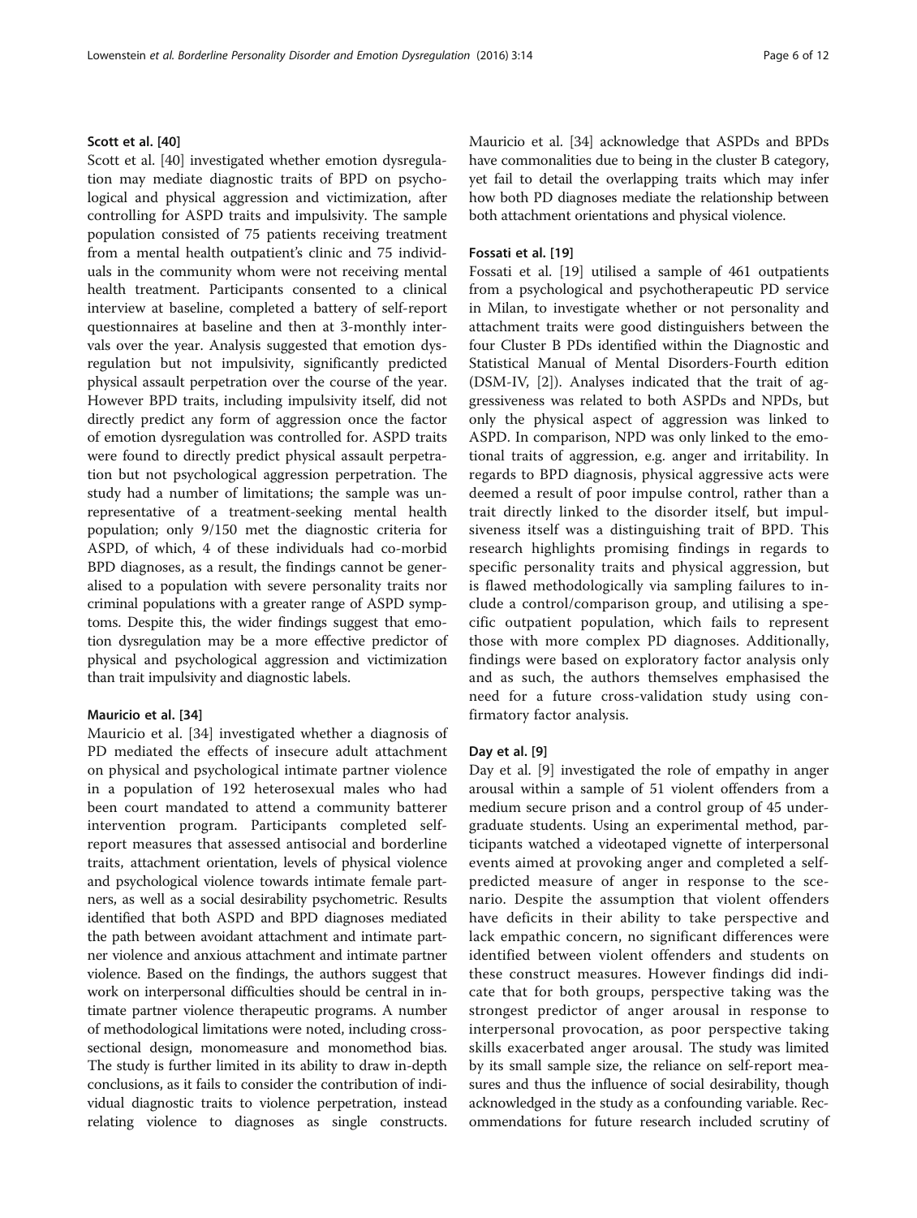### Scott et al. [40]

Scott et al. [40] investigated whether emotion dysregulation may mediate diagnostic traits of BPD on psychological and physical aggression and victimization, after controlling for ASPD traits and impulsivity. The sample population consisted of 75 patients receiving treatment from a mental health outpatient's clinic and 75 individuals in the community whom were not receiving mental health treatment. Participants consented to a clinical interview at baseline, completed a battery of self-report questionnaires at baseline and then at 3-monthly intervals over the year. Analysis suggested that emotion dysregulation but not impulsivity, significantly predicted physical assault perpetration over the course of the year. However BPD traits, including impulsivity itself, did not directly predict any form of aggression once the factor of emotion dysregulation was controlled for. ASPD traits were found to directly predict physical assault perpetration but not psychological aggression perpetration. The study had a number of limitations; the sample was unrepresentative of a treatment-seeking mental health population; only 9/150 met the diagnostic criteria for ASPD, of which, 4 of these individuals had co-morbid BPD diagnoses, as a result, the findings cannot be generalised to a population with severe personality traits nor criminal populations with a greater range of ASPD symptoms. Despite this, the wider findings suggest that emotion dysregulation may be a more effective predictor of physical and psychological aggression and victimization than trait impulsivity and diagnostic labels.

### Mauricio et al. [34]

Mauricio et al. [34] investigated whether a diagnosis of PD mediated the effects of insecure adult attachment on physical and psychological intimate partner violence in a population of 192 heterosexual males who had been court mandated to attend a community batterer intervention program. Participants completed self-report measures that assessed antisocial and borderline traits, attachment orientation, levels of physical violence and psychological violence towards intimate female partners, as well as a social desirability psychometric. Results identified that both ASPD and BPD diagnoses mediated the path between avoidant attachment and intimate partner violence and anxious attachment and intimate partner violence. Based on the findings, the authors suggest that work on interpersonal difficulties should be central in intimate partner violence therapeutic programs. A number of methodological limitations were noted, including cross-sectional design, monomeasure and monomethod bias. The study is further limited in its ability to draw in-depth conclusions, as it fails to consider the contribution of individual diagnostic traits to violence perpetration, instead relating violence to diagnoses as single constructs. Mauricio et al. [34] acknowledge that ASPDs and BPDs have commonalities due to being in the cluster B category, yet fail to detail the overlapping traits which may infer how both PD diagnoses mediate the relationship between both attachment orientations and physical violence.

### Fossati et al. [19]

Fossati et al. [19] utilised a sample of 461 outpatients from a psychological and psychotherapeutic PD service in Milan, to investigate whether or not personality and attachment traits were good distinguishers between the four Cluster B PDs identified within the Diagnostic and Statistical Manual of Mental Disorders-Fourth edition (DSM-IV, [2]). Analyses indicated that the trait of aggressiveness was related to both ASPDs and NPDs, but only the physical aspect of aggression was linked to ASPD. In comparison, NPD was only linked to the emotional traits of aggression, e.g. anger and irritability. In regards to BPD diagnosis, physical aggressive acts were deemed a result of poor impulse control, rather than a trait directly linked to the disorder itself, but impulsiveness itself was a distinguishing trait of BPD. This research highlights promising findings in regards to specific personality traits and physical aggression, but is flawed methodologically via sampling failures to include a control/comparison group, and utilising a specific outpatient population, which fails to represent those with more complex PD diagnoses. Additionally, findings were based on exploratory factor analysis only and as such, the authors themselves emphasised the need for a future cross-validation study using confirmatory factor analysis.

### Day et al. [9]

Day et al. [9] investigated the role of empathy in anger arousal within a sample of 51 violent offenders from a medium secure prison and a control group of 45 undergraduate students. Using an experimental method, participants watched a videotaped vignette of interpersonal events aimed at provoking anger and completed a self-predicted measure of anger in response to the scenario. Despite the assumption that violent offenders have deficits in their ability to take perspective and lack empathic concern, no significant differences were identified between violent offenders and students on these construct measures. However findings did indicate that for both groups, perspective taking was the strongest predictor of anger arousal in response to interpersonal provocation, as poor perspective taking skills exacerbated anger arousal. The study was limited by its small sample size, the reliance on self-report measures and thus the influence of social desirability, though acknowledged in the study as a confounding variable. Recommendations for future research included scrutiny of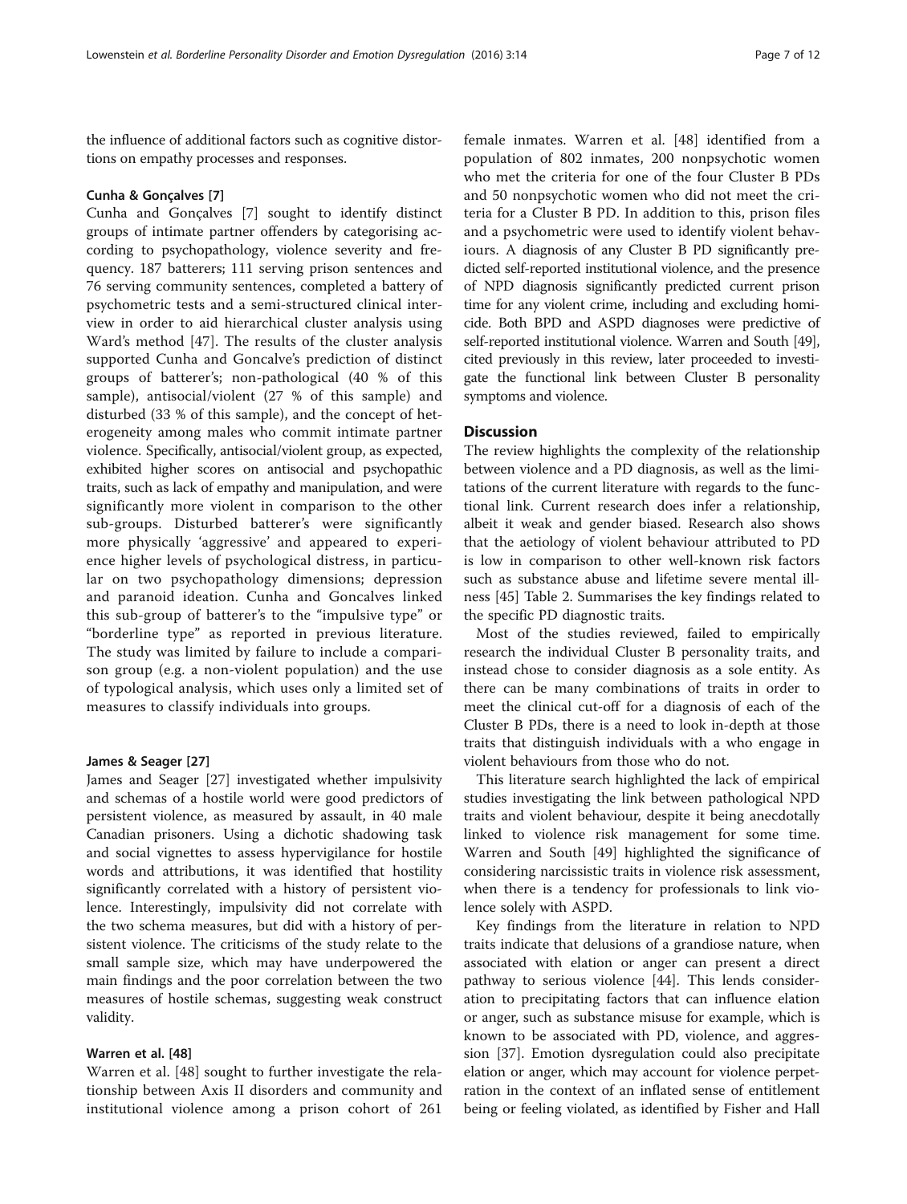the influence of additional factors such as cognitive distortions on empathy processes and responses.

#### Cunha & Gonçalves [7]

Cunha and Gonçalves [7] sought to identify distinct groups of intimate partner offenders by categorising according to psychopathology, violence severity and frequency. 187 batterers; 111 serving prison sentences and 76 serving community sentences, completed a battery of psychometric tests and a semi-structured clinical interview in order to aid hierarchical cluster analysis using Ward's method [47]. The results of the cluster analysis supported Cunha and Goncalve's prediction of distinct groups of batterer's; non-pathological (40 % of this sample), antisocial/violent (27 % of this sample) and disturbed (33 % of this sample), and the concept of heterogeneity among males who commit intimate partner violence. Specifically, antisocial/violent group, as expected, exhibited higher scores on antisocial and psychopathic traits, such as lack of empathy and manipulation, and were significantly more violent in comparison to the other sub-groups. Disturbed batterer's were significantly more physically 'aggressive' and appeared to experience higher levels of psychological distress, in particular on two psychopathology dimensions; depression and paranoid ideation. Cunha and Goncalves linked this sub-group of batterer's to the "impulsive type" or "borderline type" as reported in previous literature. The study was limited by failure to include a comparison group (e.g. a non-violent population) and the use of typological analysis, which uses only a limited set of measures to classify individuals into groups.

#### James & Seager [27]

James and Seager [27] investigated whether impulsivity and schemas of a hostile world were good predictors of persistent violence, as measured by assault, in 40 male Canadian prisoners. Using a dichotic shadowing task and social vignettes to assess hypervigilance for hostile words and attributions, it was identified that hostility significantly correlated with a history of persistent violence. Interestingly, impulsivity did not correlate with the two schema measures, but did with a history of persistent violence. The criticisms of the study relate to the small sample size, which may have underpowered the main findings and the poor correlation between the two measures of hostile schemas, suggesting weak construct validity.

#### Warren et al. [48]

Warren et al. [48] sought to further investigate the relationship between Axis II disorders and community and institutional violence among a prison cohort of 261 female inmates. Warren et al. [48] identified from a population of 802 inmates, 200 nonpsychotic women who met the criteria for one of the four Cluster B PDs and 50 nonpsychotic women who did not meet the criteria for a Cluster B PD. In addition to this, prison files and a psychometric were used to identify violent behaviours. A diagnosis of any Cluster B PD significantly predicted self-reported institutional violence, and the presence of NPD diagnosis significantly predicted current prison time for any violent crime, including and excluding homicide. Both BPD and ASPD diagnoses were predictive of self-reported institutional violence. Warren and South [49], cited previously in this review, later proceeded to investigate the functional link between Cluster B personality symptoms and violence.

## Discussion

The review highlights the complexity of the relationship between violence and a PD diagnosis, as well as the limitations of the current literature with regards to the functional link. Current research does infer a relationship, albeit it weak and gender biased. Research also shows that the aetiology of violent behaviour attributed to PD is low in comparison to other well-known risk factors such as substance abuse and lifetime severe mental illness [45] Table 2. Summarises the key findings related to the specific PD diagnostic traits.

Most of the studies reviewed, failed to empirically research the individual Cluster B personality traits, and instead chose to consider diagnosis as a sole entity. As there can be many combinations of traits in order to meet the clinical cut-off for a diagnosis of each of the Cluster B PDs, there is a need to look in-depth at those traits that distinguish individuals with a who engage in violent behaviours from those who do not.

This literature search highlighted the lack of empirical studies investigating the link between pathological NPD traits and violent behaviour, despite it being anecdotally linked to violence risk management for some time. Warren and South [49] highlighted the significance of considering narcissistic traits in violence risk assessment, when there is a tendency for professionals to link violence solely with ASPD.

Key findings from the literature in relation to NPD traits indicate that delusions of a grandiose nature, when associated with elation or anger can present a direct pathway to serious violence [44]. This lends consideration to precipitating factors that can influence elation or anger, such as substance misuse for example, which is known to be associated with PD, violence, and aggression [37]. Emotion dysregulation could also precipitate elation or anger, which may account for violence perpetration in the context of an inflated sense of entitlement being or feeling violated, as identified by Fisher and Hall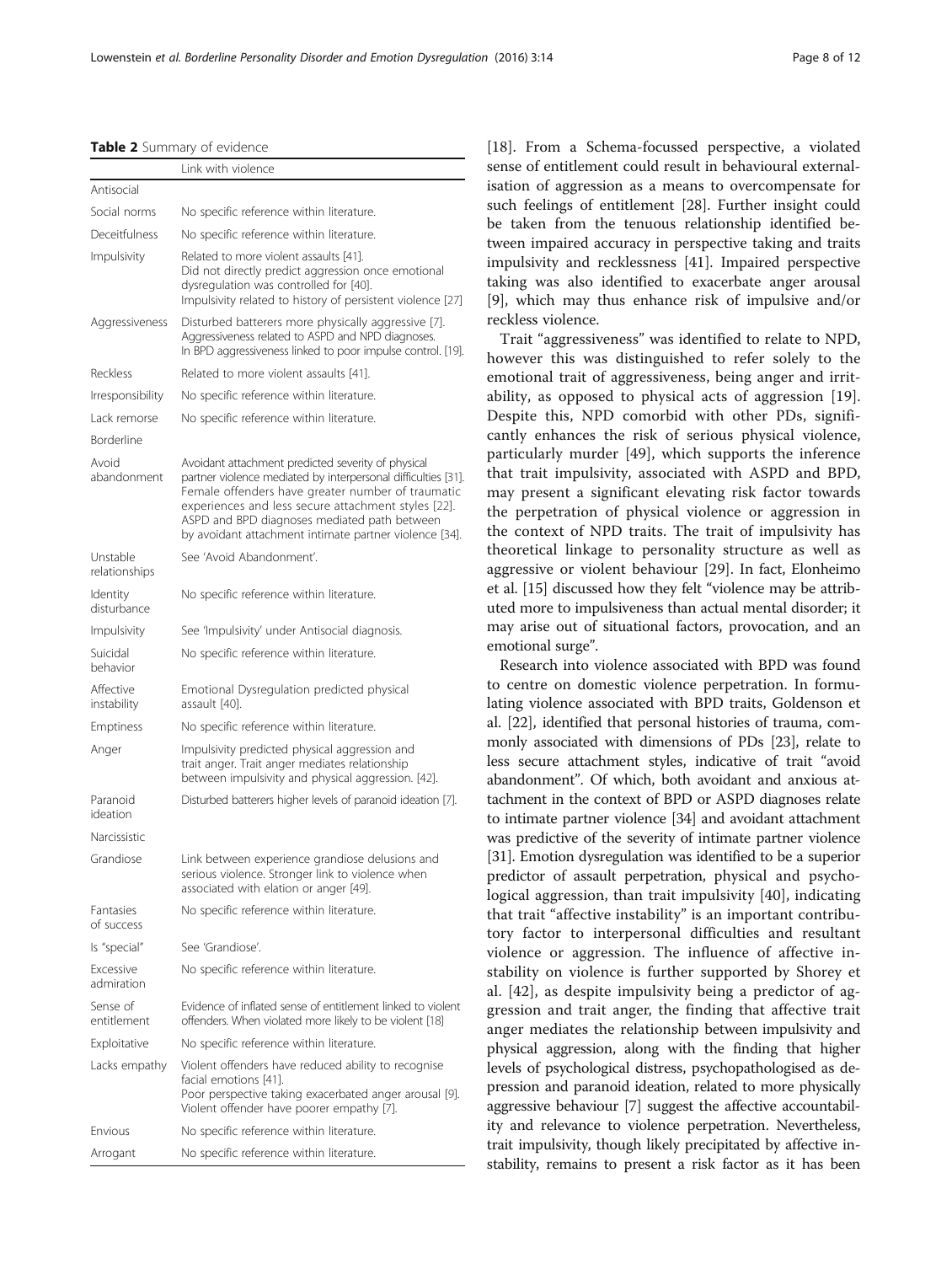**Table 2** Summary of evidence

| | Link with violence |
|---|---|
| Antisocial | |
| Social norms | No specific reference within literature. |
| Deceitfulness | No specific reference within literature. |
| Impulsivity | Related to more violent assaults [41]. Did not directly predict aggression once emotional dysregulation was controlled for [40]. Impulsivity related to history of persistent violence [27] |
| Aggressiveness | Disturbed batterers more physically aggressive [7]. Aggressiveness related to ASPD and NPD diagnoses. In BPD aggressiveness linked to poor impulse control. [19]. |
| Reckless | Related to more violent assaults [41]. |
| Irresponsibility | No specific reference within literature. |
| Lack remorse | No specific reference within literature. |
| Borderline | |
| Avoid abandonment | Avoidant attachment predicted severity of physical partner violence mediated by interpersonal difficulties [31]. Female offenders have greater number of traumatic experiences and less secure attachment styles [22]. ASPD and BPD diagnoses mediated path between by avoidant attachment intimate partner violence [34]. |
| Unstable relationships | See 'Avoid Abandonment'. |
| Identity disturbance | No specific reference within literature. |
| Impulsivity | See 'Impulsivity' under Antisocial diagnosis. |
| Suicidal behavior | No specific reference within literature. |
| Affective instability | Emotional Dysregulation predicted physical assault [40]. |
| Emptiness | No specific reference within literature. |
| Anger | Impulsivity predicted physical aggression and trait anger. Trait anger mediates relationship between impulsivity and physical aggression. [42]. |
| Paranoid ideation | Disturbed batterers higher levels of paranoid ideation [7]. |
| Narcissistic | |
| Grandiose | Link between experience grandiose delusions and serious violence. Stronger link to violence when associated with elation or anger [49]. |
| Fantasies of success | No specific reference within literature. |
| Is "special" | See 'Grandiose'. |
| Excessive admiration | No specific reference within literature. |
| Sense of entitlement | Evidence of inflated sense of entitlement linked to violent offenders. When violated more likely to be violent [18] |
| Exploitative | No specific reference within literature. |
| Lacks empathy | Violent offenders have reduced ability to recognise facial emotions [41]. Poor perspective taking exacerbated anger arousal [9]. Violent offender have poorer empathy [7]. |
| Envious | No specific reference within literature. |
| Arrogant | No specific reference within literature. |

[18]. From a Schema-focussed perspective, a violated sense of entitlement could result in behavioural externalisation of aggression as a means to overcompensate for such feelings of entitlement [28]. Further insight could be taken from the tenuous relationship identified between impaired accuracy in perspective taking and traits impulsivity and recklessness [41]. Impaired perspective taking was also identified to exacerbate anger arousal [9], which may thus enhance risk of impulsive and/or reckless violence.

Trait "aggressiveness" was identified to relate to NPD, however this was distinguished to refer solely to the emotional trait of aggressiveness, being anger and irritability, as opposed to physical acts of aggression [19]. Despite this, NPD comorbid with other PDs, significantly enhances the risk of serious physical violence, particularly murder [49], which supports the inference that trait impulsivity, associated with ASPD and BPD, may present a significant elevating risk factor towards the perpetration of physical violence or aggression in the context of NPD traits. The trait of impulsivity has theoretical linkage to personality structure as well as aggressive or violent behaviour [29]. In fact, Elonheimo et al. [15] discussed how they felt "violence may be attributed more to impulsiveness than actual mental disorder; it may arise out of situational factors, provocation, and an emotional surge".

Research into violence associated with BPD was found to centre on domestic violence perpetration. In formulating violence associated with BPD traits, Goldenson et al. [22], identified that personal histories of trauma, commonly associated with dimensions of PDs [23], relate to less secure attachment styles, indicative of trait "avoid abandonment". Of which, both avoidant and anxious attachment in the context of BPD or ASPD diagnoses relate to intimate partner violence [34] and avoidant attachment was predictive of the severity of intimate partner violence [31]. Emotion dysregulation was identified to be a superior predictor of assault perpetration, physical and psychological aggression, than trait impulsivity [40], indicating that trait "affective instability" is an important contributory factor to interpersonal difficulties and resultant violence or aggression. The influence of affective instability on violence is further supported by Shorey et al. [42], as despite impulsivity being a predictor of aggression and trait anger, the finding that affective trait anger mediates the relationship between impulsivity and physical aggression, along with the finding that higher levels of psychological distress, psychopathologised as depression and paranoid ideation, related to more physically aggressive behaviour [7] suggest the affective accountability and relevance to violence perpetration. Nevertheless, trait impulsivity, though likely precipitated by affective instability, remains to present a risk factor as it has been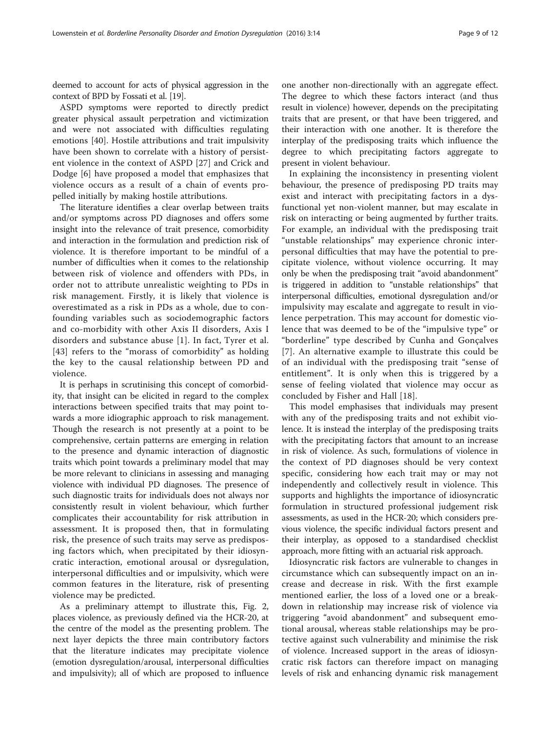deemed to account for acts of physical aggression in the context of BPD by Fossati et al. [19].

ASPD symptoms were reported to directly predict greater physical assault perpetration and victimization and were not associated with difficulties regulating emotions [40]. Hostile attributions and trait impulsivity have been shown to correlate with a history of persistent violence in the context of ASPD [27] and Crick and Dodge [6] have proposed a model that emphasizes that violence occurs as a result of a chain of events propelled initially by making hostile attributions.

The literature identifies a clear overlap between traits and/or symptoms across PD diagnoses and offers some insight into the relevance of trait presence, comorbidity and interaction in the formulation and prediction risk of violence. It is therefore important to be mindful of a number of difficulties when it comes to the relationship between risk of violence and offenders with PDs, in order not to attribute unrealistic weighting to PDs in risk management. Firstly, it is likely that violence is overestimated as a risk in PDs as a whole, due to confounding variables such as sociodemographic factors and co-morbidity with other Axis II disorders, Axis I disorders and substance abuse [1]. In fact, Tyrer et al. [43] refers to the "morass of comorbidity" as holding the key to the causal relationship between PD and violence.

It is perhaps in scrutinising this concept of comorbidity, that insight can be elicited in regard to the complex interactions between specified traits that may point towards a more idiographic approach to risk management. Though the research is not presently at a point to be comprehensive, certain patterns are emerging in relation to the presence and dynamic interaction of diagnostic traits which point towards a preliminary model that may be more relevant to clinicians in assessing and managing violence with individual PD diagnoses. The presence of such diagnostic traits for individuals does not always nor consistently result in violent behaviour, which further complicates their accountability for risk attribution in assessment. It is proposed then, that in formulating risk, the presence of such traits may serve as predisposing factors which, when precipitated by their idiosyncratic interaction, emotional arousal or dysregulation, interpersonal difficulties and or impulsivity, which were common features in the literature, risk of presenting violence may be predicted.

As a preliminary attempt to illustrate this, Fig. 2, places violence, as previously defined via the HCR-20, at the centre of the model as the presenting problem. The next layer depicts the three main contributory factors that the literature indicates may precipitate violence (emotion dysregulation/arousal, interpersonal difficulties and impulsivity); all of which are proposed to influence one another non-directionally with an aggregate effect. The degree to which these factors interact (and thus result in violence) however, depends on the precipitating traits that are present, or that have been triggered, and their interaction with one another. It is therefore the interplay of the predisposing traits which influence the degree to which precipitating factors aggregate to present in violent behaviour.

In explaining the inconsistency in presenting violent behaviour, the presence of predisposing PD traits may exist and interact with precipitating factors in a dysfunctional yet non-violent manner, but may escalate in risk on interacting or being augmented by further traits. For example, an individual with the predisposing trait "unstable relationships" may experience chronic interpersonal difficulties that may have the potential to precipitate violence, without violence occurring. It may only be when the predisposing trait "avoid abandonment" is triggered in addition to "unstable relationships" that interpersonal difficulties, emotional dysregulation and/or impulsivity may escalate and aggregate to result in violence perpetration. This may account for domestic violence that was deemed to be of the "impulsive type" or "borderline" type described by Cunha and Gonçalves [7]. An alternative example to illustrate this could be of an individual with the predisposing trait "sense of entitlement". It is only when this is triggered by a sense of feeling violated that violence may occur as concluded by Fisher and Hall [18].

This model emphasises that individuals may present with any of the predisposing traits and not exhibit violence. It is instead the interplay of the predisposing traits with the precipitating factors that amount to an increase in risk of violence. As such, formulations of violence in the context of PD diagnoses should be very context specific, considering how each trait may or may not independently and collectively result in violence. This supports and highlights the importance of idiosyncratic formulation in structured professional judgement risk assessments, as used in the HCR-20; which considers previous violence, the specific individual factors present and their interplay, as opposed to a standardised checklist approach, more fitting with an actuarial risk approach.

Idiosyncratic risk factors are vulnerable to changes in circumstance which can subsequently impact on an increase and decrease in risk. With the first example mentioned earlier, the loss of a loved one or a breakdown in relationship may increase risk of violence via triggering "avoid abandonment" and subsequent emotional arousal, whereas stable relationships may be protective against such vulnerability and minimise the risk of violence. Increased support in the areas of idiosyncratic risk factors can therefore impact on managing levels of risk and enhancing dynamic risk management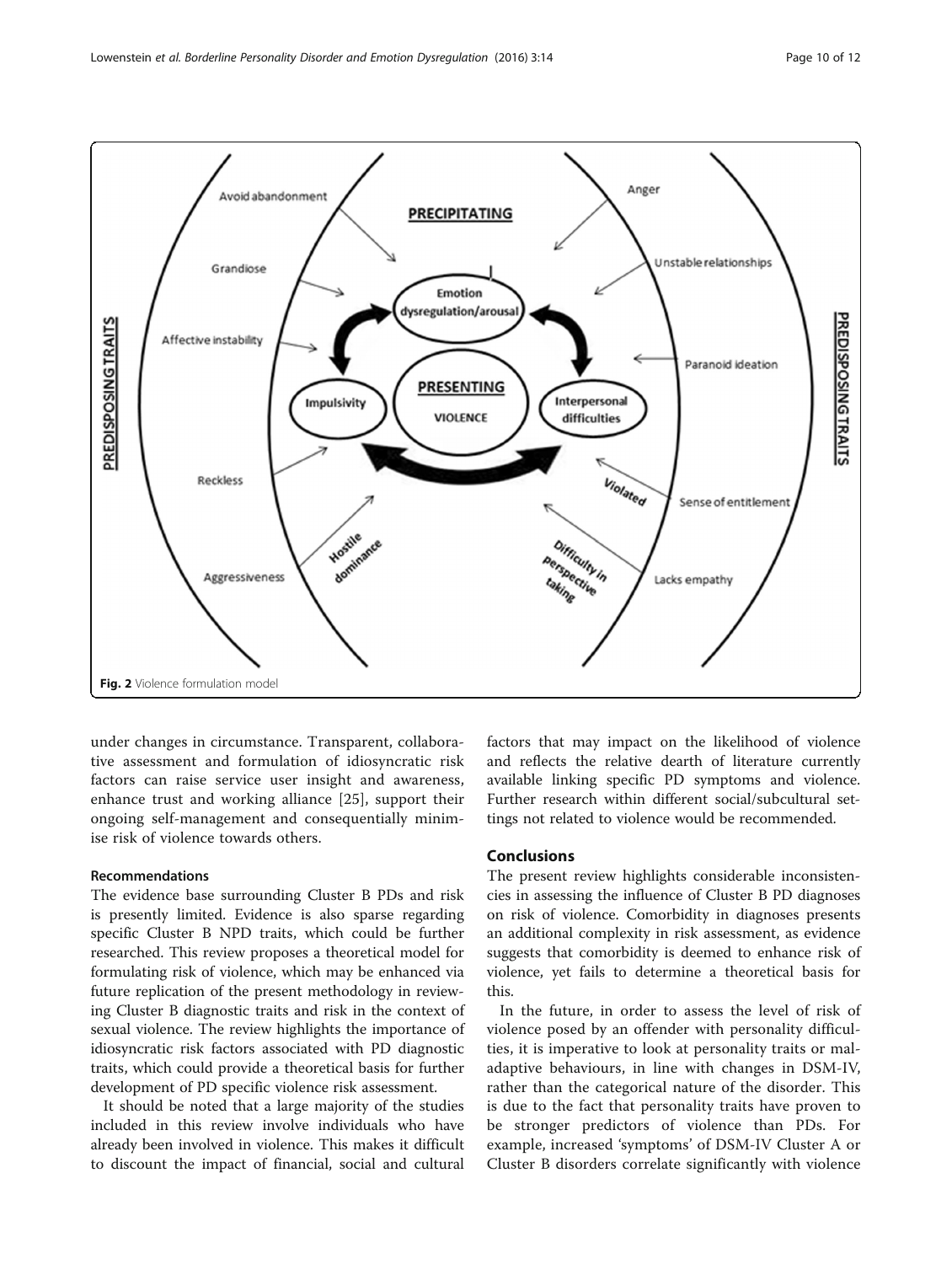Fig. 2 Violence formulation model

under changes in circumstance. Transparent, collaborative assessment and formulation of idiosyncratic risk factors can raise service user insight and awareness, enhance trust and working alliance [25], support their ongoing self-management and consequentially minimise risk of violence towards others.

### Recommendations

The evidence base surrounding Cluster B PDs and risk is presently limited. Evidence is also sparse regarding specific Cluster B NPD traits, which could be further researched. This review proposes a theoretical model for formulating risk of violence, which may be enhanced via future replication of the present methodology in reviewing Cluster B diagnostic traits and risk in the context of sexual violence. The review highlights the importance of idiosyncratic risk factors associated with PD diagnostic traits, which could provide a theoretical basis for further development of PD specific violence risk assessment.

It should be noted that a large majority of the studies included in this review involve individuals who have already been involved in violence. This makes it difficult to discount the impact of financial, social and cultural factors that may impact on the likelihood of violence and reflects the relative dearth of literature currently available linking specific PD symptoms and violence. Further research within different social/subcultural settings not related to violence would be recommended.

## Conclusions

The present review highlights considerable inconsistencies in assessing the influence of Cluster B PD diagnoses on risk of violence. Comorbidity in diagnoses presents an additional complexity in risk assessment, as evidence suggests that comorbidity is deemed to enhance risk of violence, yet fails to determine a theoretical basis for this.

In the future, in order to assess the level of risk of violence posed by an offender with personality difficulties, it is imperative to look at personality traits or maladaptive behaviours, in line with changes in DSM-IV, rather than the categorical nature of the disorder. This is due to the fact that personality traits have proven to be stronger predictors of violence than PDs. For example, increased 'symptoms' of DSM-IV Cluster A or Cluster B disorders correlate significantly with violence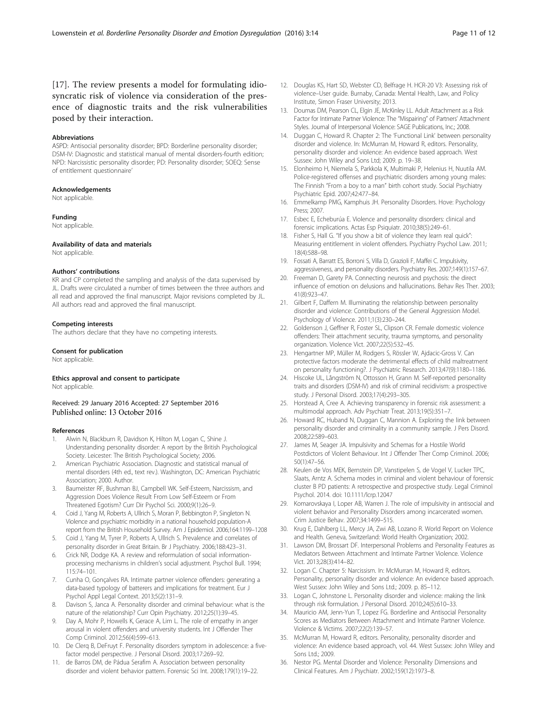[17]. The review presents a model for formulating idiosyncratic risk of violence via consideration of the presence of diagnostic traits and the risk vulnerabilities posed by their interaction.

### Abbreviations

ASPD: Antisocial personality disorder; BPD: Borderline personality disorder; DSM-IV: Diagnostic and statistical manual of mental disorders-fourth edition; NPD: Narcissistic personality disorder; PD: Personality disorder; SOEQ: Sense of entitlement questionnaire'

### Acknowledgements

Not applicable.

### Funding

Not applicable.

### Availability of data and materials

Not applicable.

### Authors' contributions

KR and CP completed the sampling and analysis of the data supervised by JL. Drafts were circulated a number of times between the three authors and all read and approved the final manuscript. Major revisions completed by JL. All authors read and approved the final manuscript.

### Competing interests

The authors declare that they have no competing interests.

### Consent for publication

Not applicable.

### Ethics approval and consent to participate

Not applicable.

Received: 29 January 2016 Accepted: 27 September 2016
Published online: 13 October 2016

### References

1. Alwin N, Blackburn R, Davidson K, Hilton M, Logan C, Shine J. Understanding personality disorder: A report by the British Psychological Society. Leicester: The British Psychological Society; 2006.
2. American Psychiatric Association. Diagnostic and statistical manual of mental disorders (4th ed., text rev.). Washington, DC: American Psychiatric Association; 2000. Author.
3. Baumeister RF, Bushman BJ, Campbell WK. Self-Esteem, Narcissism, and Aggression Does Violence Result From Low Self-Esteem or From Threatened Egotism? Curr Dir Psychol Sci. 2000;9(1):26–9.
4. Coid J, Yang M, Roberts A, Ullrich S, Moran P, Bebbington P, Singleton N. Violence and psychiatric morbidity in a national household population-A report from the British Household Survey. Am J Epidemiol. 2006;164:1199–1208
5. Coid J, Yang M, Tyrer P, Roberts A, Ullrich S. Prevalence and correlates of personality disorder in Great Britain. Br J Psychiatry. 2006;188:423–31.
6. Crick NR, Dodge KA. A review and reformulation of social information-processing mechanisms in children's social adjustment. Psychol Bull. 1994; 115:74–101.
7. Cunha O, Gonçalves RA. Intimate partner violence offenders: generating a data-based typology of batterers and implications for treatment. Eur J Psychol Appl Legal Context. 2013;5(2):131–9.
8. Davison S, Janca A. Personality disorder and criminal behaviour: what is the nature of the relationship? Curr Opin Psychiatry. 2012;25(1):39–45.
9. Day A, Mohr P, Howells K, Gerace A, Lim L. The role of empathy in anger arousal in violent offenders and university students. Int J Offender Ther Comp Criminol. 2012;56(4):599–613.
10. De Clerq B, DeFruyt F. Personality disorders symptom in adolescence: a five-factor model perspective. J Personal Disord. 2003;17:269–92.
11. de Barros DM, de Pádua Serafim A. Association between personality disorder and violent behavior pattern. Forensic Sci Int. 2008;179(1):19–22.
12. Douglas KS, Hart SD, Webster CD, Belfrage H. HCR-20 V3: Assessing risk of violence–User guide. Burnaby, Canada: Mental Health, Law, and Policy Institute, Simon Fraser University; 2013.
13. Doumas DM, Pearson CL, Elgin JE, McKinley LL. Adult Attachment as a Risk Factor for Intimate Partner Violence: The "Mispairing" of Partners' Attachment Styles. Journal of Interpersonal Violence: SAGE Publications, Inc.; 2008.
14. Duggan C, Howard R. Chapter 2: The 'Functional Link' between personality disorder and violence. In: McMurran M, Howard R, editors. Personality, personality disorder and violence: An evidence based approach. West Sussex: John Wiley and Sons Ltd; 2009. p. 19–38.
15. Elonheimo H, Niemela S, Parkkola K, Multimaki P, Helenius H, Nuutila AM. Police-registered offenses and psychiatric disorders among young males: The Finnish "From a boy to a man" birth cohort study. Social Psychiatry Psychiatric Epid. 2007;42:477–84.
16. Emmelkamp PMG, Kamphuis JH. Personality Disorders. Hove: Psychology Press; 2007.
17. Esbec E, Echeburúa E. Violence and personality disorders: clinical and forensic implications. Actas Esp Psiquiatr. 2010;38(5):249–61.
18. Fisher S, Hall G. "If you show a bit of violence they learn real quick": Measuring entitlement in violent offenders. Psychiatry Psychol Law. 2011; 18(4):588–98.
19. Fossati A, Barratt ES, Borroni S, Villa D, Grazioli F, Maffei C. Impulsivity, aggressiveness, and personality disorders. Psychiatry Res. 2007;149(1):157–67.
20. Freeman D, Garety PA. Connecting neurosis and psychosis: the direct influence of emotion on delusions and hallucinations. Behav Res Ther. 2003; 41(8):923–47.
21. Gilbert F, Daffern M. Illuminating the relationship between personality disorder and violence: Contributions of the General Aggression Model. Psychology of Violence. 2011;1(3):230–244.
22. Goldenson J, Geffner R, Foster SL, Clipson CR. Female domestic violence offenders: Their attachment security, trauma symptoms, and personality organization. Violence Vict. 2007;22(5):532–45.
23. Hengartner MP, Müller M, Rodgers S, Rössler W, Ajdacic-Gross V. Can protective factors moderate the detrimental effects of child maltreatment on personality functioning?. J Psychiatric Research. 2013;47(9):1180–1186.
24. Hiscoke UL, Långström N, Ottosson H, Grann M. Self-reported personality traits and disorders (DSM-IV) and risk of criminal recidivism: a prospective study. J Personal Disord. 2003;17(4):293–305.
25. Horstead A, Cree A. Achieving transparency in forensic risk assessment: a multimodal approach. Adv Psychiatr Treat. 2013;19(5):351–7.
26. Howard RC, Huband N, Duggan C, Mannion A. Exploring the link between personality disorder and criminality in a community sample. J Pers Disord. 2008;22:589–603.
27. James M, Seager JA. Impulsivity and Schemas for a Hostile World Postdictors of Violent Behaviour. Int J Offender Ther Comp Criminol. 2006; 50(1):47–56.
28. Keulen de Vos MEK, Bernstein DP, Vanstipelen S, de Vogel V, Lucker TPC, Slaats, Arntz A. Schema modes in criminal and violent behaviour of forensic cluster B PD patients: A retrospective and prospective study. Legal Criminol Psychol. 2014. doi: 10.1111/lcrp.12047
29. Komarovskaya I, Loper AB, Warren J. The role of impulsivity in antisocial and violent behavior and Personality Disorders among incarcerated women. Crim Justice Behav. 2007;34:1499–515.
30. Krug E, Dahlberg LL, Mercy JA, Zwi AB, Lozano R. World Report on Violence and Health. Geneva, Switzerland: World Health Organization; 2002.
31. Lawson DM, Brossart DF. Interpersonal Problems and Personality Features as Mediators Between Attachment and Intimate Partner Violence. Violence Vict. 2013;28(3):414–82.
32. Logan C. Chapter 5: Narcissism. In: McMurran M, Howard R, editors. Personality, personality disorder and violence: An evidence based approach. West Sussex: John Wiley and Sons Ltd.; 2009. p. 85–112.
33. Logan C, Johnstone L. Personality disorder and violence: making the link through risk formulation. J Personal Disord. 2010;24(5):610–33.
34. Mauricio AM, Jenn-Yun T, Lopez FG. Borderline and Antisocial Personality Scores as Mediators Between Attachment and Intimate Partner Violence. Violence & Victims. 2007;22(2):139–57.
35. McMurran M, Howard R, editors. Personality, personality disorder and violence: An evidence based approach, vol. 44. West Sussex: John Wiley and Sons Ltd.; 2009.
36. Nestor PG. Mental Disorder and Violence: Personality Dimensions and Clinical Features. Am J Psychiatr. 2002;159(12):1973–8.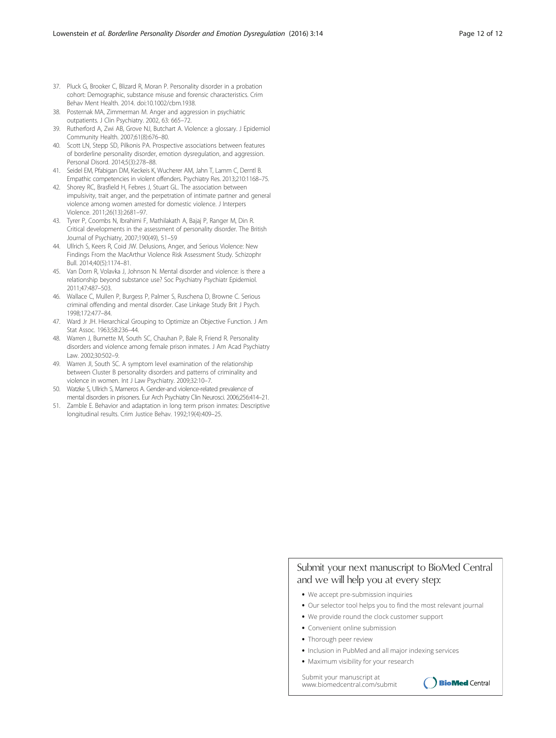37. Pluck G, Brooker C, Blizard R, Moran P. Personality disorder in a probation cohort: Demographic, substance misuse and forensic characteristics. Crim Behav Ment Health. 2014. doi:10.1002/cbm.1938.
38. Posternak MA, Zimmerman M. Anger and aggression in psychiatric outpatients. J Clin Psychiatry. 2002, 63: 665–72.
39. Rutherford A, Zwi AB, Grove NJ, Butchart A. Violence: a glossary. J Epidemiol Community Health. 2007;61(8):676–80.
40. Scott LN, Stepp SD, Pilkonis PA. Prospective associations between features of borderline personality disorder, emotion dysregulation, and aggression. Personal Disord. 2014;5(3):278–88.
41. Seidel EM, Pfabigan DM, Keckeis K, Wucherer AM, Jahn T, Lamm C, Derntl B. Empathic competencies in violent offenders. Psychiatry Res. 2013;210:1168–75.
42. Shorey RC, Brasfield H, Febres J, Stuart GL. The association between impulsivity, trait anger, and the perpetration of intimate partner and general violence among women arrested for domestic violence. J Interpers Violence. 2011;26(13):2681–97.
43. Tyrer P, Coombs N, Ibrahimi F, Mathilakath A, Bajaj P, Ranger M, Din R. Critical developments in the assessment of personality disorder. The British Journal of Psychiatry, 2007;190(49), 51–59
44. Ullrich S, Keers R, Coid JW. Delusions, Anger, and Serious Violence: New Findings From the MacArthur Violence Risk Assessment Study. Schizophr Bull. 2014;40(5):1174–81.
45. Van Dorn R, Volavka J, Johnson N. Mental disorder and violence: is there a relationship beyond substance use? Soc Psychiatry Psychiatr Epidemiol. 2011;47:487–503.
46. Wallace C, Mullen P, Burgess P, Palmer S, Ruschena D, Browne C. Serious criminal offending and mental disorder. Case Linkage Study Brit J Psych. 1998;172:477–84.
47. Ward Jr JH. Hierarchical Grouping to Optimize an Objective Function. J Am Stat Assoc. 1963;58:236–44.
48. Warren J, Burnette M, South SC, Chauhan P, Bale R, Friend R. Personality disorders and violence among female prison inmates. J Am Acad Psychiatry Law. 2002;30:502–9.
49. Warren JI, South SC. A symptom level examination of the relationship between Cluster B personality disorders and patterns of criminality and violence in women. Int J Law Psychiatry. 2009;32:10–7.
50. Watzke S, Ullrich S, Marneros A. Gender-and violence-related prevalence of mental disorders in prisoners. Eur Arch Psychiatry Clin Neurosci. 2006;256:414–21.
51. Zamble E. Behavior and adaptation in long term prison inmates: Descriptive longitudinal results. Crim Justice Behav. 1992;19(4):409–25.

Submit your next manuscript to BioMed Central and we will help you at every step:

- We accept pre-submission inquiries
- Our selector tool helps you to find the most relevant journal
- We provide round the clock customer support
- Convenient online submission
- Thorough peer review
- Inclusion in PubMed and all major indexing services
- Maximum visibility for your research

Submit your manuscript at www.biomedcentral.com/submit

BioMed Central